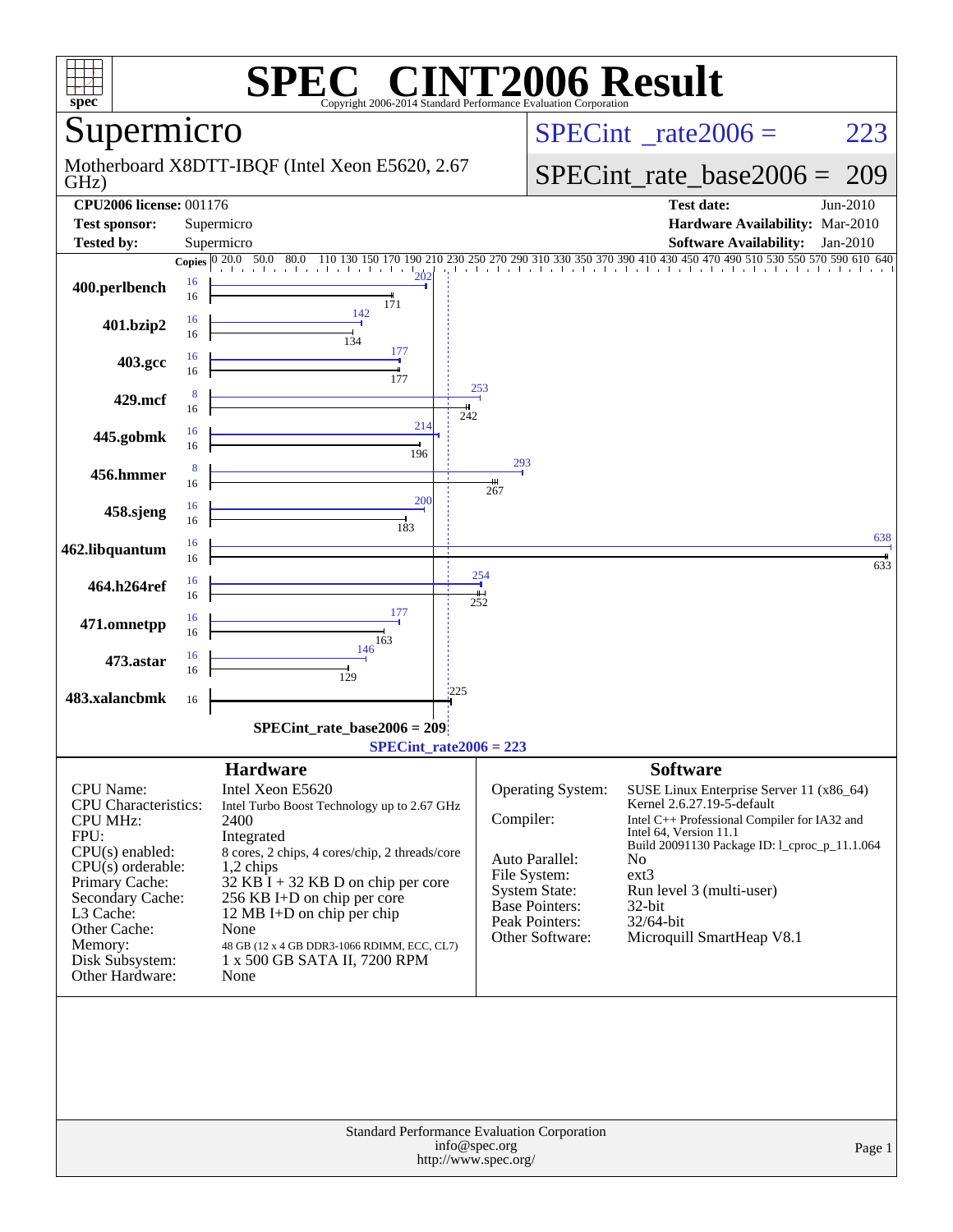# SPEC CINT2006 Result

Copyright 2006-2014 Standard Performance Evaluation Corporation

## Supermicro

Motherboard X8DTT-IBQF (Intel Xeon E5620, 2.67 GHz)

SPECint_rate2006 = 223

SPECint_rate_base2006 = 209

| | | | |
|---|---|---|---|
| **CPU2006 license:** | 001176 | **Test date:** | Jun-2010 |
| **Test sponsor:** | Supermicro | **Hardware Availability:** | Mar-2010 |
| **Tested by:** | Supermicro | **Software Availability:** | Jan-2010 |

| Benchmark | Copies (peak) | Peak | Copies (base) | Base |
|---|---|---|---|---|
| 400.perlbench | 16 | 202 | 16 | 171 |
| 401.bzip2 | 16 | 142 | 16 | 134 |
| 403.gcc | 16 | 177 | 16 | 177 |
| 429.mcf | 8 | 253 | 16 | 242 |
| 445.gobmk | 16 | 214 | 16 | 196 |
| 456.hmmer | 8 | 293 | 16 | 267 |
| 458.sjeng | 16 | 200 | 16 | 183 |
| 462.libquantum | 16 | 638 | 16 | 633 |
| 464.h264ref | 16 | 254 | 16 | 252 |
| 471.omnetpp | 16 | 177 | 16 | 163 |
| 473.astar | 16 | 146 | 16 | 129 |
| 483.xalancbmk | 16 | 225 | 16 | 225 |

SPECint_rate_base2006 = 209

SPECint_rate2006 = 223

### Hardware

| | |
|---|---|
| CPU Name: | Intel Xeon E5620 |
| CPU Characteristics: | Intel Turbo Boost Technology up to 2.67 GHz |
| CPU MHz: | 2400 |
| FPU: | Integrated |
| CPU(s) enabled: | 8 cores, 2 chips, 4 cores/chip, 2 threads/core |
| CPU(s) orderable: | 1,2 chips |
| Primary Cache: | 32 KB I + 32 KB D on chip per core |
| Secondary Cache: | 256 KB I+D on chip per core |
| L3 Cache: | 12 MB I+D on chip per chip |
| Other Cache: | None |
| Memory: | 48 GB (12 x 4 GB DDR3-1066 RDIMM, ECC, CL7) |
| Disk Subsystem: | 1 x 500 GB SATA II, 7200 RPM |
| Other Hardware: | None |

### Software

| | |
|---|---|
| Operating System: | SUSE Linux Enterprise Server 11 (x86_64) Kernel 2.6.27.19-5-default |
| Compiler: | Intel C++ Professional Compiler for IA32 and Intel 64, Version 11.1 Build 20091130 Package ID: l_cproc_p_11.1.064 |
| Auto Parallel: | No |
| File System: | ext3 |
| System State: | Run level 3 (multi-user) |
| Base Pointers: | 32-bit |
| Peak Pointers: | 32/64-bit |
| Other Software: | Microquill SmartHeap V8.1 |

Standard Performance Evaluation Corporation
info@spec.org
http://www.spec.org/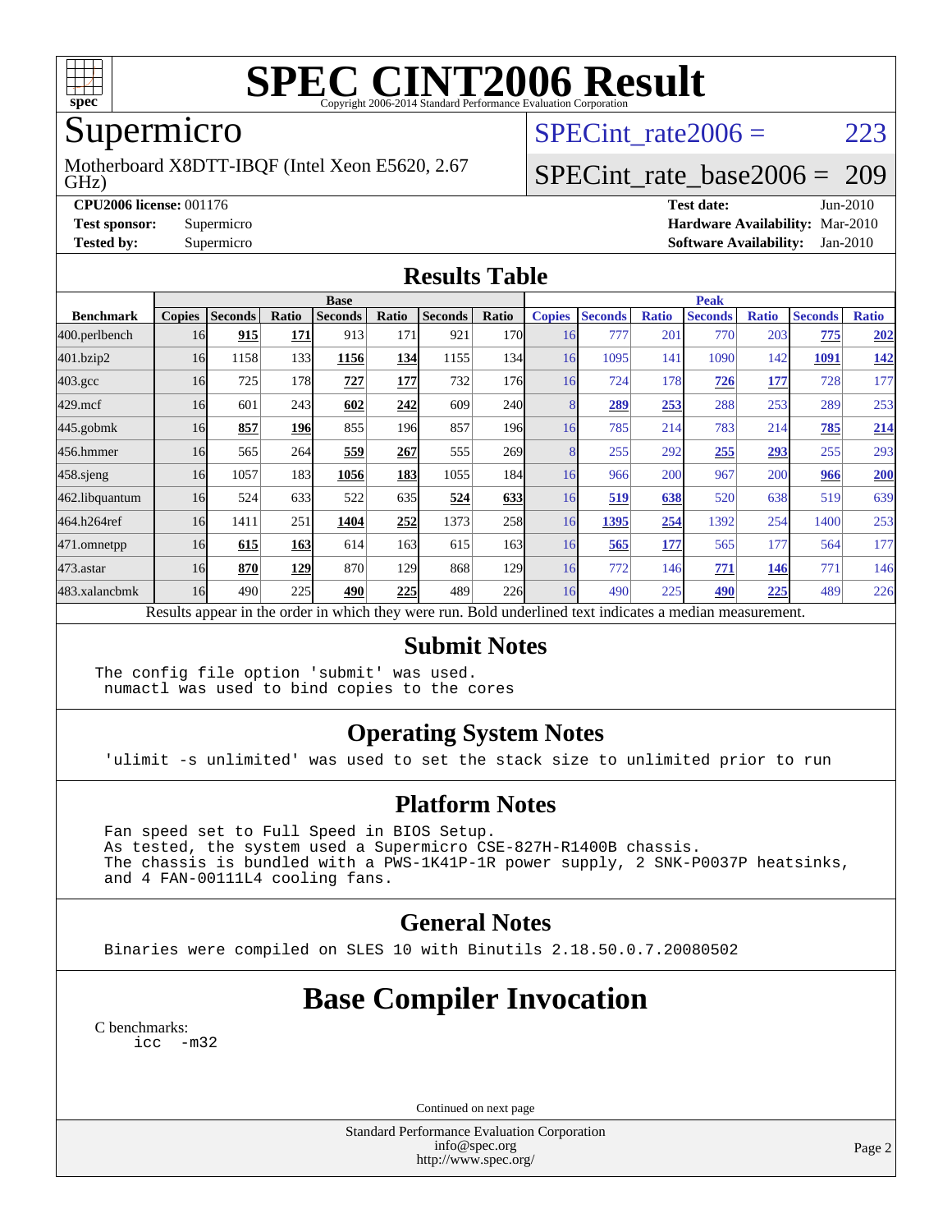# SPEC CINT2006 Result

Copyright 2006-2014 Standard Performance Evaluation Corporation

## Supermicro

Motherboard X8DTT-IBQF (Intel Xeon E5620, 2.67 GHz)

SPECint_rate2006 = 223

SPECint_rate_base2006 = 209

**CPU2006 license:** 001176
**Test sponsor:** Supermicro
**Tested by:** Supermicro
**Test date:** Jun-2010
**Hardware Availability:** Mar-2010
**Software Availability:** Jan-2010

## Results Table

| Benchmark | Base | | | | | | | Peak | | | | | | |
|---|---|---|---|---|---|---|---|---|---|---|---|---|---|---|
| | Copies | Seconds | Ratio | Seconds | Ratio | Seconds | Ratio | Copies | Seconds | Ratio | Seconds | Ratio | Seconds | Ratio |
| 400.perlbench | 16 | **915** | **171** | 913 | 171 | 921 | 170 | 16 | 777 | 201 | 770 | 203 | **775** | **202** |
| 401.bzip2 | 16 | 1158 | 133 | **1156** | **134** | 1155 | 134 | 16 | 1095 | 141 | 1090 | 142 | **1091** | **142** |
| 403.gcc | 16 | 725 | 178 | **727** | **177** | 732 | 176 | 16 | 724 | 178 | **726** | **177** | 728 | 177 |
| 429.mcf | 16 | 601 | 243 | **602** | **242** | 609 | 240 | 8 | **289** | **253** | 288 | 253 | 289 | 253 |
| 445.gobmk | 16 | **857** | **196** | 855 | 196 | 857 | 196 | 16 | 785 | 214 | 783 | 214 | **785** | **214** |
| 456.hmmer | 16 | 565 | 264 | **559** | **267** | 555 | 269 | 8 | 255 | 292 | **255** | **293** | 255 | 293 |
| 458.sjeng | 16 | 1057 | 183 | **1056** | **183** | 1055 | 184 | 16 | 966 | 200 | 967 | 200 | **966** | **200** |
| 462.libquantum | 16 | 524 | 633 | 522 | 635 | **524** | **633** | 16 | **519** | **638** | 520 | 638 | 519 | 639 |
| 464.h264ref | 16 | 1411 | 251 | **1404** | **252** | 1373 | 258 | 16 | **1395** | **254** | 1392 | 254 | 1400 | 253 |
| 471.omnetpp | 16 | **615** | **163** | 614 | 163 | 615 | 163 | 16 | **565** | **177** | 565 | 177 | 564 | 177 |
| 473.astar | 16 | **870** | **129** | 870 | 129 | 868 | 129 | 16 | 772 | 146 | **771** | **146** | 771 | 146 |
| 483.xalancbmk | 16 | 490 | 225 | **490** | **225** | 489 | 226 | 16 | 490 | 225 | **490** | **225** | 489 | 226 |

Results appear in the order in which they were run. Bold underlined text indicates a median measurement.

## Submit Notes

```
The config file option 'submit' was used.
 numactl was used to bind copies to the cores
```

## Operating System Notes

```
'ulimit -s unlimited' was used to set the stack size to unlimited prior to run
```

## Platform Notes

```
Fan speed set to Full Speed in BIOS Setup.
As tested, the system used a Supermicro CSE-827H-R1400B chassis.
The chassis is bundled with a PWS-1K41P-1R power supply, 2 SNK-P0037P heatsinks,
and 4 FAN-00111L4 cooling fans.
```

## General Notes

```
Binaries were compiled on SLES 10 with Binutils 2.18.50.0.7.20080502
```

# Base Compiler Invocation

C benchmarks:

```
icc  -m32
```

Continued on next page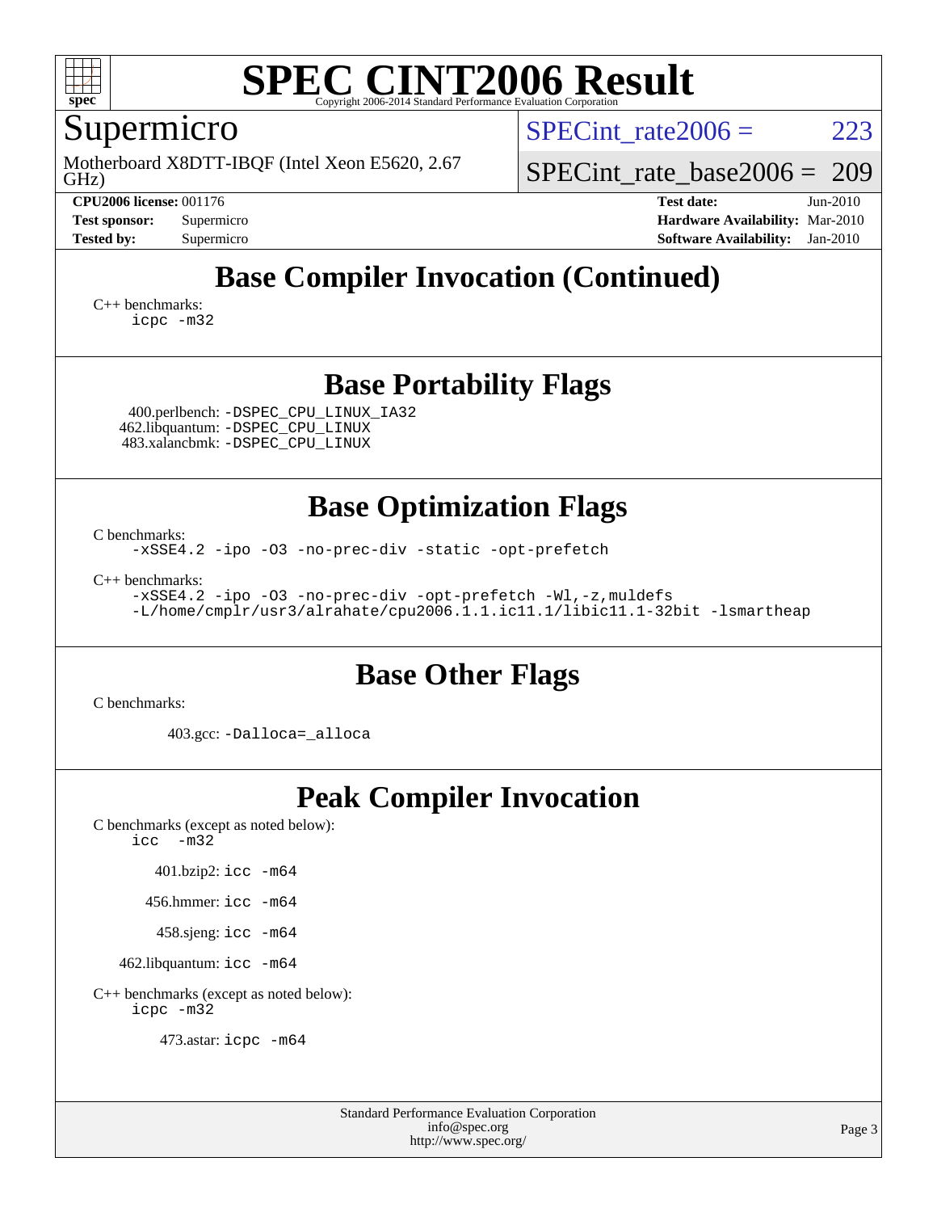# SPEC CINT2006 Result

Copyright 2006-2014 Standard Performance Evaluation Corporation

## Supermicro

Motherboard X8DTT-IBQF (Intel Xeon E5620, 2.67 GHz)

SPECint_rate2006 = 223

SPECint_rate_base2006 = 209

**CPU2006 license:** 001176
**Test sponsor:** Supermicro
**Tested by:** Supermicro

**Test date:** Jun-2010
**Hardware Availability:** Mar-2010
**Software Availability:** Jan-2010

## Base Compiler Invocation (Continued)

C++ benchmarks:
`icpc -m32`

## Base Portability Flags

400.perlbench: `-DSPEC_CPU_LINUX_IA32`
462.libquantum: `-DSPEC_CPU_LINUX`
483.xalancbmk: `-DSPEC_CPU_LINUX`

## Base Optimization Flags

C benchmarks:
`-xSSE4.2 -ipo -O3 -no-prec-div -static -opt-prefetch`

C++ benchmarks:
`-xSSE4.2 -ipo -O3 -no-prec-div -opt-prefetch -Wl,-z,muldefs -L/home/cmplr/usr3/alrahate/cpu2006.1.1.ic11.1/libic11.1-32bit -lsmartheap`

## Base Other Flags

C benchmarks:

403.gcc: `-Dalloca=_alloca`

## Peak Compiler Invocation

C benchmarks (except as noted below):
`icc -m32`

401.bzip2: `icc -m64`

456.hmmer: `icc -m64`

458.sjeng: `icc -m64`

462.libquantum: `icc -m64`

C++ benchmarks (except as noted below):
`icpc -m32`

473.astar: `icpc -m64`

Standard Performance Evaluation Corporation
info@spec.org
http://www.spec.org/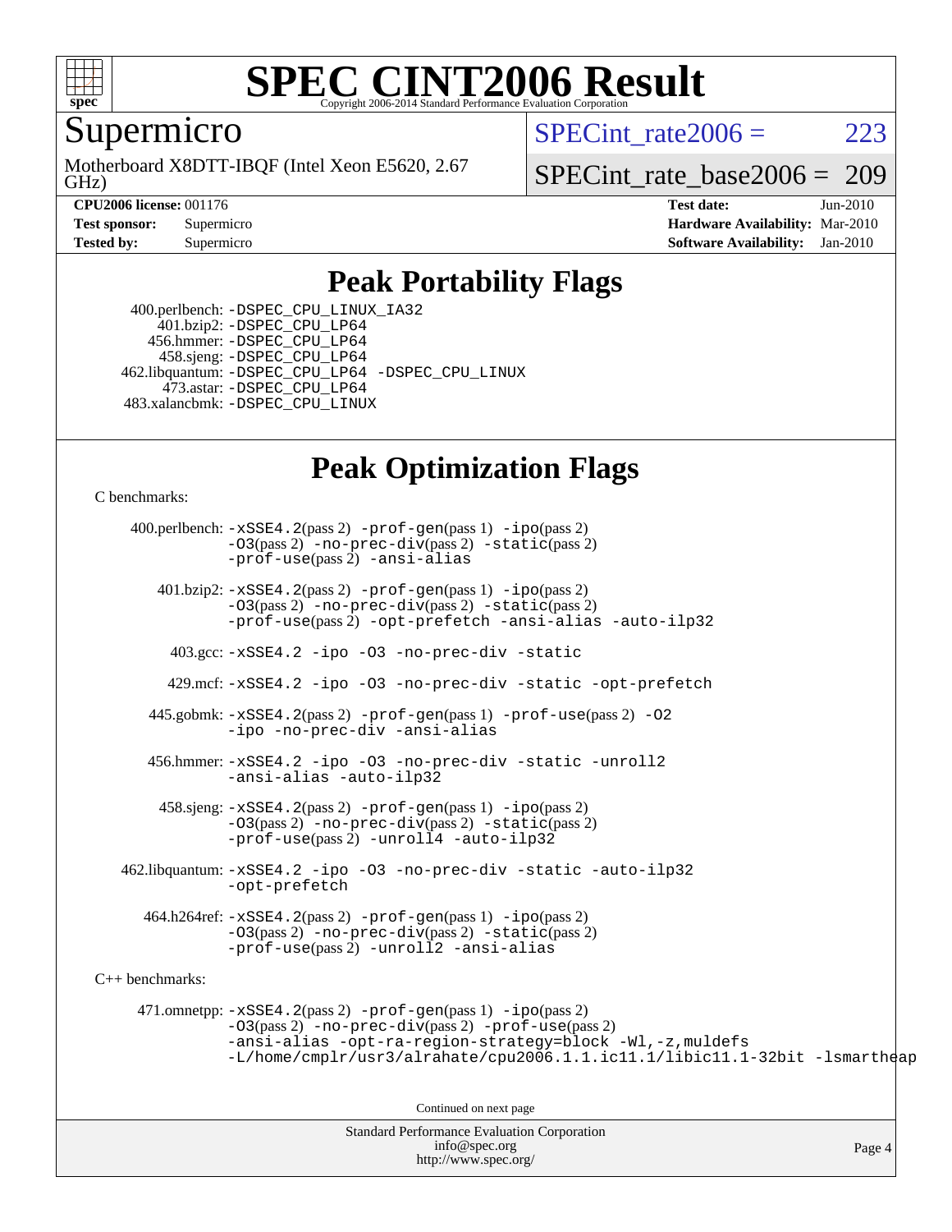# SPEC CINT2006 Result

Copyright 2006-2014 Standard Performance Evaluation Corporation

## Supermicro

Motherboard X8DTT-IBQF (Intel Xeon E5620, 2.67 GHz)

SPECint_rate2006 = 223

SPECint_rate_base2006 = 209

**CPU2006 license:** 001176
**Test sponsor:** Supermicro
**Tested by:** Supermicro

**Test date:** Jun-2010
**Hardware Availability:** Mar-2010
**Software Availability:** Jan-2010

## Peak Portability Flags

400.perlbench: -DSPEC_CPU_LINUX_IA32
401.bzip2: -DSPEC_CPU_LP64
456.hmmer: -DSPEC_CPU_LP64
458.sjeng: -DSPEC_CPU_LP64
462.libquantum: -DSPEC_CPU_LP64 -DSPEC_CPU_LINUX
473.astar: -DSPEC_CPU_LP64
483.xalancbmk: -DSPEC_CPU_LINUX

## Peak Optimization Flags

C benchmarks:

400.perlbench: -xSSE4.2(pass 2) -prof-gen(pass 1) -ipo(pass 2) -O3(pass 2) -no-prec-div(pass 2) -static(pass 2) -prof-use(pass 2) -ansi-alias

401.bzip2: -xSSE4.2(pass 2) -prof-gen(pass 1) -ipo(pass 2) -O3(pass 2) -no-prec-div(pass 2) -static(pass 2) -prof-use(pass 2) -opt-prefetch -ansi-alias -auto-ilp32

403.gcc: -xSSE4.2 -ipo -O3 -no-prec-div -static

429.mcf: -xSSE4.2 -ipo -O3 -no-prec-div -static -opt-prefetch

445.gobmk: -xSSE4.2(pass 2) -prof-gen(pass 1) -prof-use(pass 2) -O2 -ipo -no-prec-div -ansi-alias

456.hmmer: -xSSE4.2 -ipo -O3 -no-prec-div -static -unroll2 -ansi-alias -auto-ilp32

458.sjeng: -xSSE4.2(pass 2) -prof-gen(pass 1) -ipo(pass 2) -O3(pass 2) -no-prec-div(pass 2) -static(pass 2) -prof-use(pass 2) -unroll4 -auto-ilp32

462.libquantum: -xSSE4.2 -ipo -O3 -no-prec-div -static -auto-ilp32 -opt-prefetch

464.h264ref: -xSSE4.2(pass 2) -prof-gen(pass 1) -ipo(pass 2) -O3(pass 2) -no-prec-div(pass 2) -static(pass 2) -prof-use(pass 2) -unroll2 -ansi-alias

C++ benchmarks:

471.omnetpp: -xSSE4.2(pass 2) -prof-gen(pass 1) -ipo(pass 2) -O3(pass 2) -no-prec-div(pass 2) -prof-use(pass 2) -ansi-alias -opt-ra-region-strategy=block -Wl,-z,muldefs -L/home/cmplr/usr3/alrahate/cpu2006.1.1.ic11.1/libic11.1-32bit -lsmartheap

Continued on next page

Standard Performance Evaluation Corporation
info@spec.org
http://www.spec.org/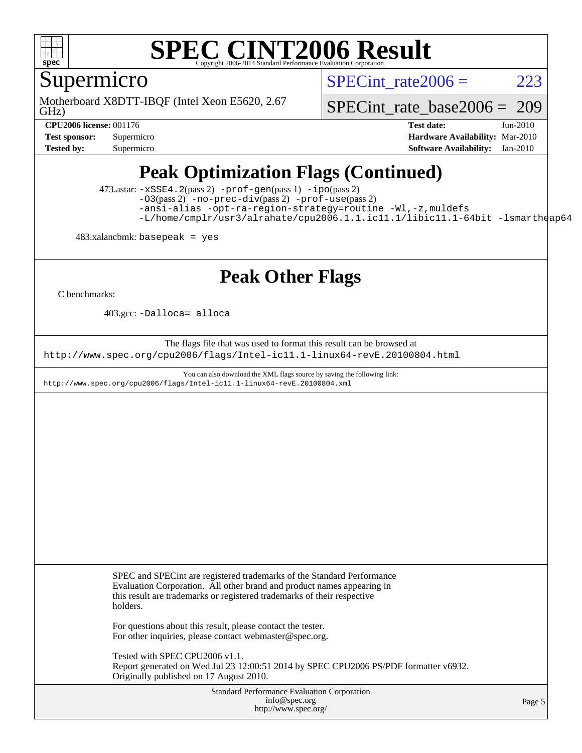# Peak Optimization Flags (Continued)

473.astar: `-xSSE4.2`(pass 2) `-prof-gen`(pass 1) `-ipo`(pass 2) `-O3`(pass 2) `-no-prec-div`(pass 2) `-prof-use`(pass 2) `-ansi-alias` `-opt-ra-region-strategy=routine` `-Wl,-z,muldefs` `-L/home/cmplr/usr3/alrahate/cpu2006.1.1.ic11.1/libic11.1-64bit` `-lsmartheap64`

483.xalancbmk: `basepeak = yes`

# Peak Other Flags

C benchmarks:

403.gcc: `-Dalloca=_alloca`

The flags file that was used to format this result can be browsed at
`http://www.spec.org/cpu2006/flags/Intel-ic11.1-linux64-revE.20100804.html`

You can also download the XML flags source by saving the following link:
`http://www.spec.org/cpu2006/flags/Intel-ic11.1-linux64-revE.20100804.xml`

SPEC and SPECint are registered trademarks of the Standard Performance Evaluation Corporation. All other brand and product names appearing in this result are trademarks or registered trademarks of their respective holders.

For questions about this result, please contact the tester.
For other inquiries, please contact webmaster@spec.org.

Tested with SPEC CPU2006 v1.1.
Report generated on Wed Jul 23 12:00:51 2014 by SPEC CPU2006 PS/PDF formatter v6932.
Originally published on 17 August 2010.